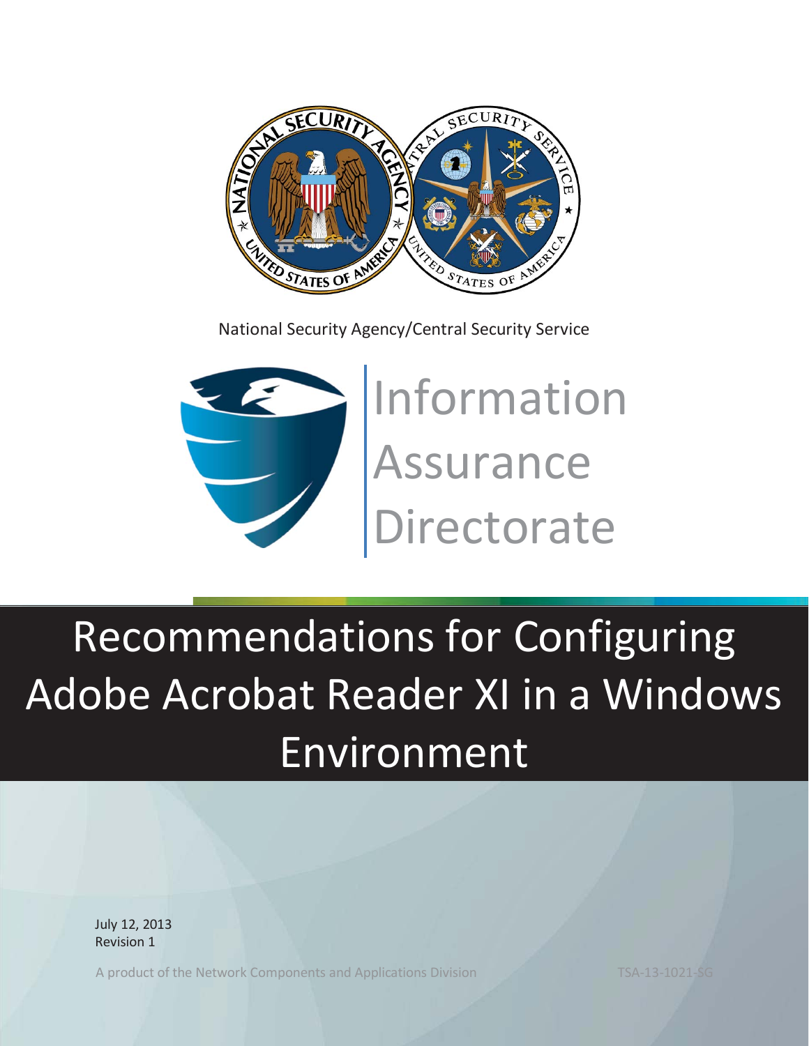National Security Agency/Central Security Service

Information Assurance Directorate

# Recommendations for Configuring Adobe Acrobat Reader XI in a Windows Environment

July 12, 2013
Revision 1

A product of the Network Components and Applications Division

TSA-13-1021-SG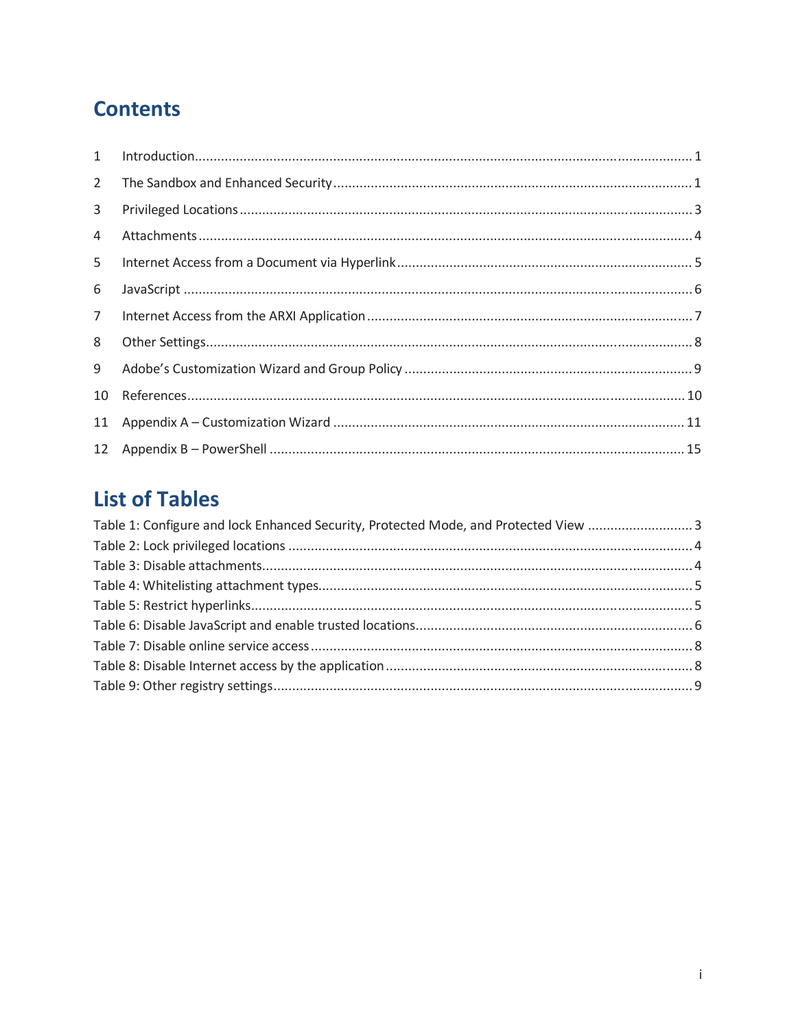# Contents

| | | |
|---|---|---|
| 1 | Introduction | 1 |
| 2 | The Sandbox and Enhanced Security | 1 |
| 3 | Privileged Locations | 3 |
| 4 | Attachments | 4 |
| 5 | Internet Access from a Document via Hyperlink | 5 |
| 6 | JavaScript | 6 |
| 7 | Internet Access from the ARXI Application | 7 |
| 8 | Other Settings | 8 |
| 9 | Adobe's Customization Wizard and Group Policy | 9 |
| 10 | References | 10 |
| 11 | Appendix A – Customization Wizard | 11 |
| 12 | Appendix B – PowerShell | 15 |

# List of Tables

| | |
|---|---|
| Table 1: Configure and lock Enhanced Security, Protected Mode, and Protected View | 3 |
| Table 2: Lock privileged locations | 4 |
| Table 3: Disable attachments | 4 |
| Table 4: Whitelisting attachment types | 5 |
| Table 5: Restrict hyperlinks | 5 |
| Table 6: Disable JavaScript and enable trusted locations | 6 |
| Table 7: Disable online service access | 8 |
| Table 8: Disable Internet access by the application | 8 |
| Table 9: Other registry settings | 9 |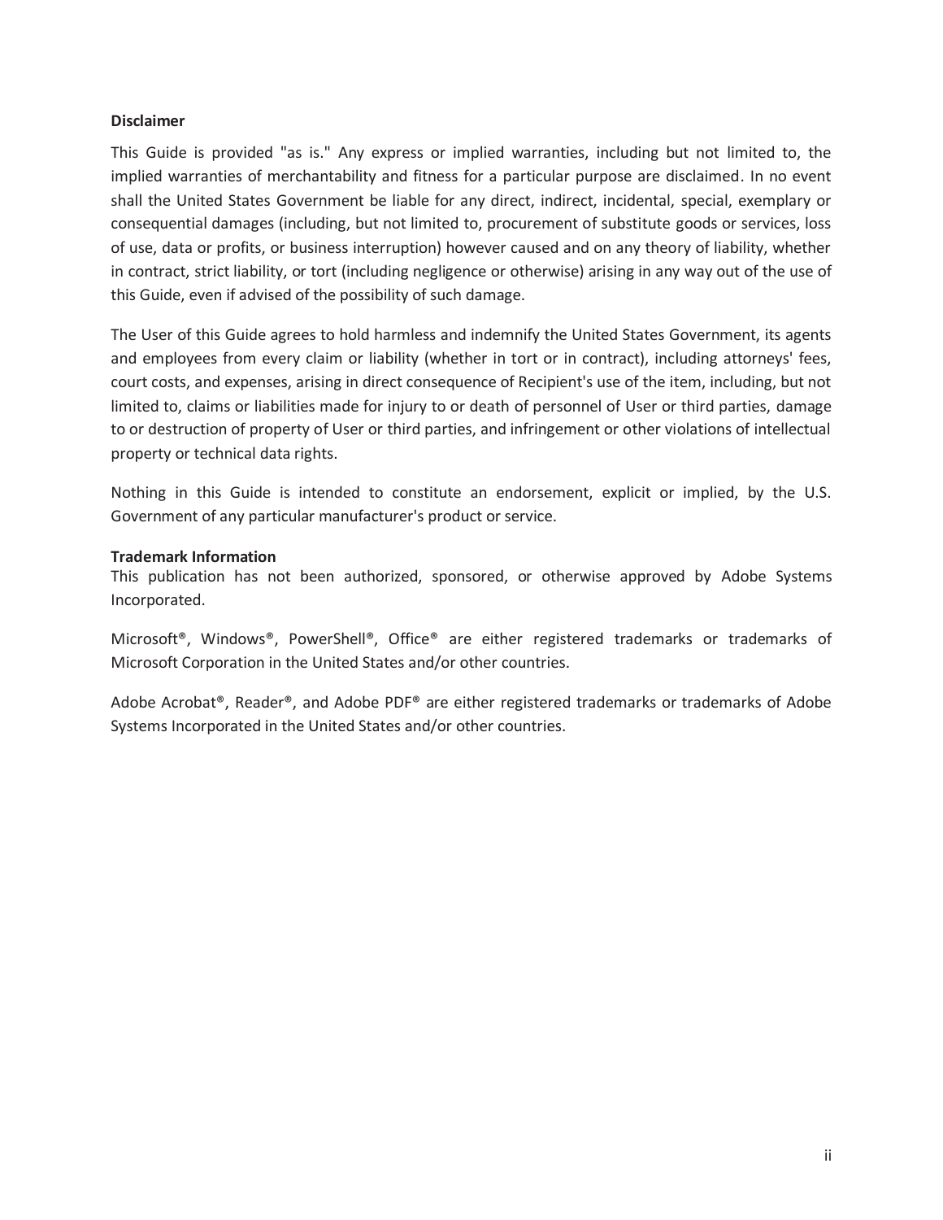**Disclaimer**

This Guide is provided "as is." Any express or implied warranties, including but not limited to, the implied warranties of merchantability and fitness for a particular purpose are disclaimed. In no event shall the United States Government be liable for any direct, indirect, incidental, special, exemplary or consequential damages (including, but not limited to, procurement of substitute goods or services, loss of use, data or profits, or business interruption) however caused and on any theory of liability, whether in contract, strict liability, or tort (including negligence or otherwise) arising in any way out of the use of this Guide, even if advised of the possibility of such damage.

The User of this Guide agrees to hold harmless and indemnify the United States Government, its agents and employees from every claim or liability (whether in tort or in contract), including attorneys' fees, court costs, and expenses, arising in direct consequence of Recipient's use of the item, including, but not limited to, claims or liabilities made for injury to or death of personnel of User or third parties, damage to or destruction of property of User or third parties, and infringement or other violations of intellectual property or technical data rights.

Nothing in this Guide is intended to constitute an endorsement, explicit or implied, by the U.S. Government of any particular manufacturer's product or service.

**Trademark Information**

This publication has not been authorized, sponsored, or otherwise approved by Adobe Systems Incorporated.

Microsoft®, Windows®, PowerShell®, Office® are either registered trademarks or trademarks of Microsoft Corporation in the United States and/or other countries.

Adobe Acrobat®, Reader®, and Adobe PDF® are either registered trademarks or trademarks of Adobe Systems Incorporated in the United States and/or other countries.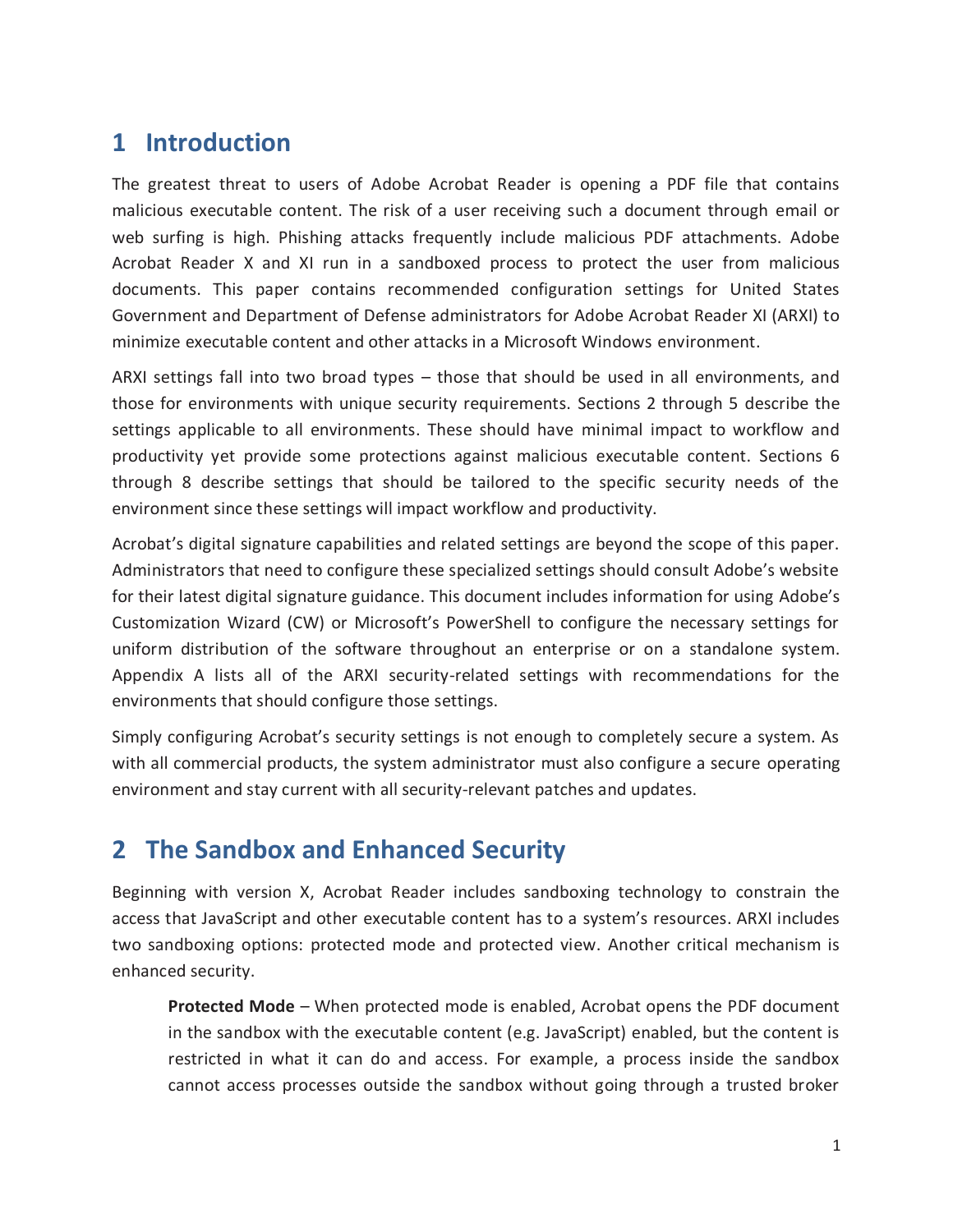# 1 Introduction

The greatest threat to users of Adobe Acrobat Reader is opening a PDF file that contains malicious executable content. The risk of a user receiving such a document through email or web surfing is high. Phishing attacks frequently include malicious PDF attachments. Adobe Acrobat Reader X and XI run in a sandboxed process to protect the user from malicious documents. This paper contains recommended configuration settings for United States Government and Department of Defense administrators for Adobe Acrobat Reader XI (ARXI) to minimize executable content and other attacks in a Microsoft Windows environment.

ARXI settings fall into two broad types – those that should be used in all environments, and those for environments with unique security requirements. Sections 2 through 5 describe the settings applicable to all environments. These should have minimal impact to workflow and productivity yet provide some protections against malicious executable content. Sections 6 through 8 describe settings that should be tailored to the specific security needs of the environment since these settings will impact workflow and productivity.

Acrobat's digital signature capabilities and related settings are beyond the scope of this paper. Administrators that need to configure these specialized settings should consult Adobe's website for their latest digital signature guidance. This document includes information for using Adobe's Customization Wizard (CW) or Microsoft's PowerShell to configure the necessary settings for uniform distribution of the software throughout an enterprise or on a standalone system. Appendix A lists all of the ARXI security-related settings with recommendations for the environments that should configure those settings.

Simply configuring Acrobat's security settings is not enough to completely secure a system. As with all commercial products, the system administrator must also configure a secure operating environment and stay current with all security-relevant patches and updates.

# 2 The Sandbox and Enhanced Security

Beginning with version X, Acrobat Reader includes sandboxing technology to constrain the access that JavaScript and other executable content has to a system's resources. ARXI includes two sandboxing options: protected mode and protected view. Another critical mechanism is enhanced security.

> **Protected Mode** – When protected mode is enabled, Acrobat opens the PDF document in the sandbox with the executable content (e.g. JavaScript) enabled, but the content is restricted in what it can do and access. For example, a process inside the sandbox cannot access processes outside the sandbox without going through a trusted broker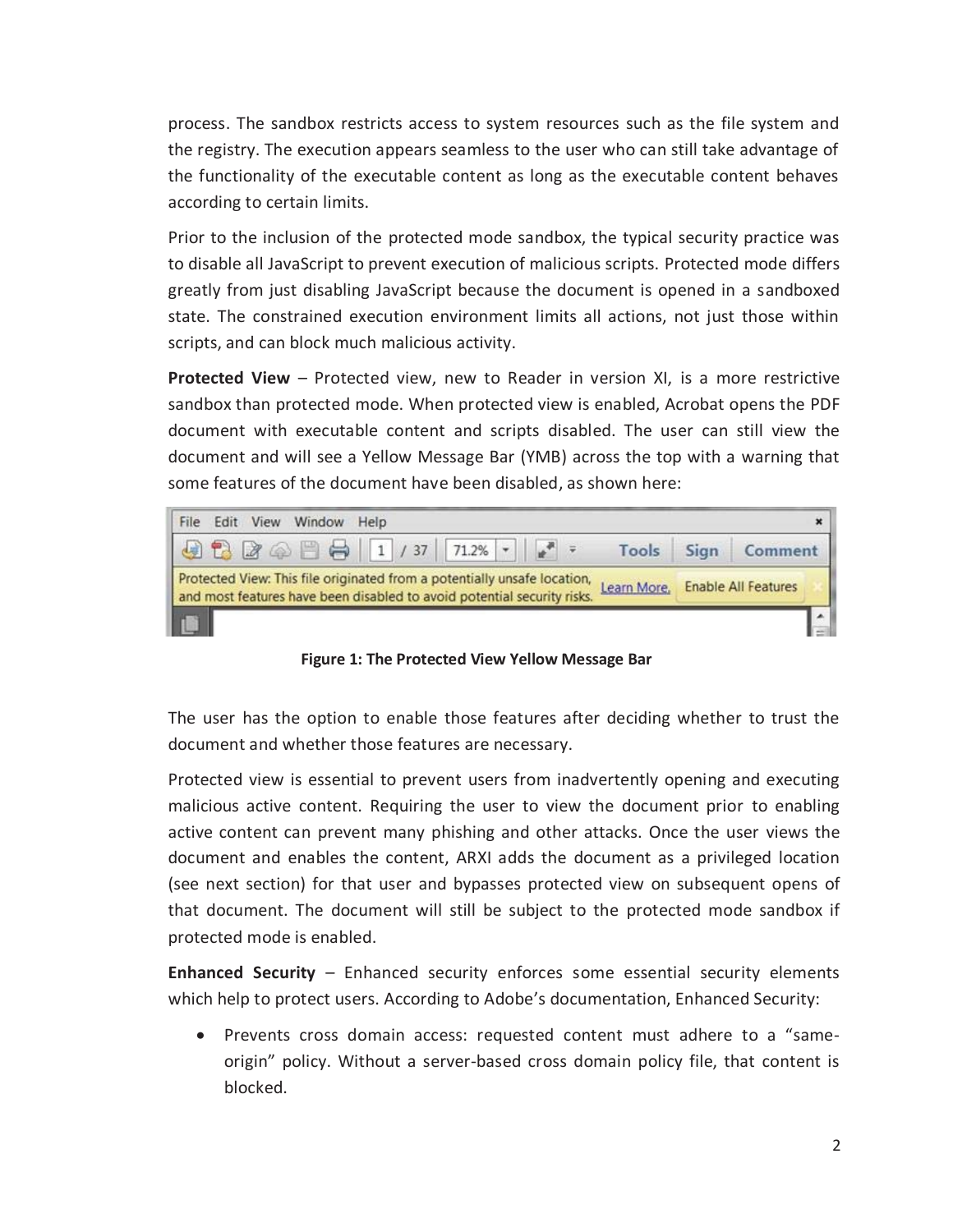process. The sandbox restricts access to system resources such as the file system and the registry. The execution appears seamless to the user who can still take advantage of the functionality of the executable content as long as the executable content behaves according to certain limits.

Prior to the inclusion of the protected mode sandbox, the typical security practice was to disable all JavaScript to prevent execution of malicious scripts. Protected mode differs greatly from just disabling JavaScript because the document is opened in a sandboxed state. The constrained execution environment limits all actions, not just those within scripts, and can block much malicious activity.

**Protected View** – Protected view, new to Reader in version XI, is a more restrictive sandbox than protected mode. When protected view is enabled, Acrobat opens the PDF document with executable content and scripts disabled. The user can still view the document and will see a Yellow Message Bar (YMB) across the top with a warning that some features of the document have been disabled, as shown here:

**Figure 1: The Protected View Yellow Message Bar**

The user has the option to enable those features after deciding whether to trust the document and whether those features are necessary.

Protected view is essential to prevent users from inadvertently opening and executing malicious active content. Requiring the user to view the document prior to enabling active content can prevent many phishing and other attacks. Once the user views the document and enables the content, ARXI adds the document as a privileged location (see next section) for that user and bypasses protected view on subsequent opens of that document. The document will still be subject to the protected mode sandbox if protected mode is enabled.

**Enhanced Security** – Enhanced security enforces some essential security elements which help to protect users. According to Adobe's documentation, Enhanced Security:

- Prevents cross domain access: requested content must adhere to a "same-origin" policy. Without a server-based cross domain policy file, that content is blocked.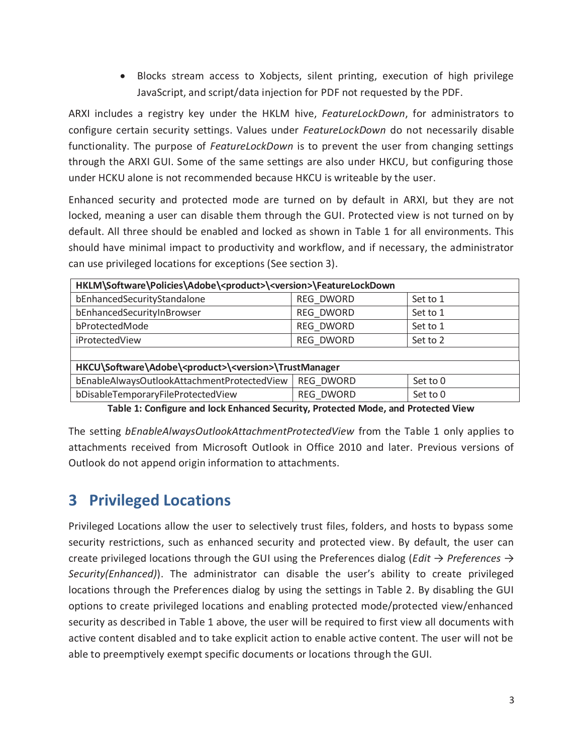- Blocks stream access to Xobjects, silent printing, execution of high privilege JavaScript, and script/data injection for PDF not requested by the PDF.

ARXI includes a registry key under the HKLM hive, *FeatureLockDown*, for administrators to configure certain security settings. Values under *FeatureLockDown* do not necessarily disable functionality. The purpose of *FeatureLockDown* is to prevent the user from changing settings through the ARXI GUI. Some of the same settings are also under HKCU, but configuring those under HCKU alone is not recommended because HKCU is writeable by the user.

Enhanced security and protected mode are turned on by default in ARXI, but they are not locked, meaning a user can disable them through the GUI. Protected view is not turned on by default. All three should be enabled and locked as shown in Table 1 for all environments. This should have minimal impact to productivity and workflow, and if necessary, the administrator can use privileged locations for exceptions (See section 3).

| **HKLM\Software\Policies\Adobe\<product>\<version>\FeatureLockDown** | | |
|---|---|---|
| bEnhancedSecurityStandalone | REG_DWORD | Set to 1 |
| bEnhancedSecurityInBrowser | REG_DWORD | Set to 1 |
| bProtectedMode | REG_DWORD | Set to 1 |
| iProtectedView | REG_DWORD | Set to 2 |
| | | |
| **HKCU\Software\Adobe\<product>\<version>\TrustManager** | | |
| bEnableAlwaysOutlookAttachmentProtectedView | REG_DWORD | Set to 0 |
| bDisableTemporaryFileProtectedView | REG_DWORD | Set to 0 |

**Table 1: Configure and lock Enhanced Security, Protected Mode, and Protected View**

The setting *bEnableAlwaysOutlookAttachmentProtectedView* from the Table 1 only applies to attachments received from Microsoft Outlook in Office 2010 and later. Previous versions of Outlook do not append origin information to attachments.

# 3 Privileged Locations

Privileged Locations allow the user to selectively trust files, folders, and hosts to bypass some security restrictions, such as enhanced security and protected view. By default, the user can create privileged locations through the GUI using the Preferences dialog (*Edit → Preferences → Security(Enhanced)*). The administrator can disable the user's ability to create privileged locations through the Preferences dialog by using the settings in Table 2. By disabling the GUI options to create privileged locations and enabling protected mode/protected view/enhanced security as described in Table 1 above, the user will be required to first view all documents with active content disabled and to take explicit action to enable active content. The user will not be able to preemptively exempt specific documents or locations through the GUI.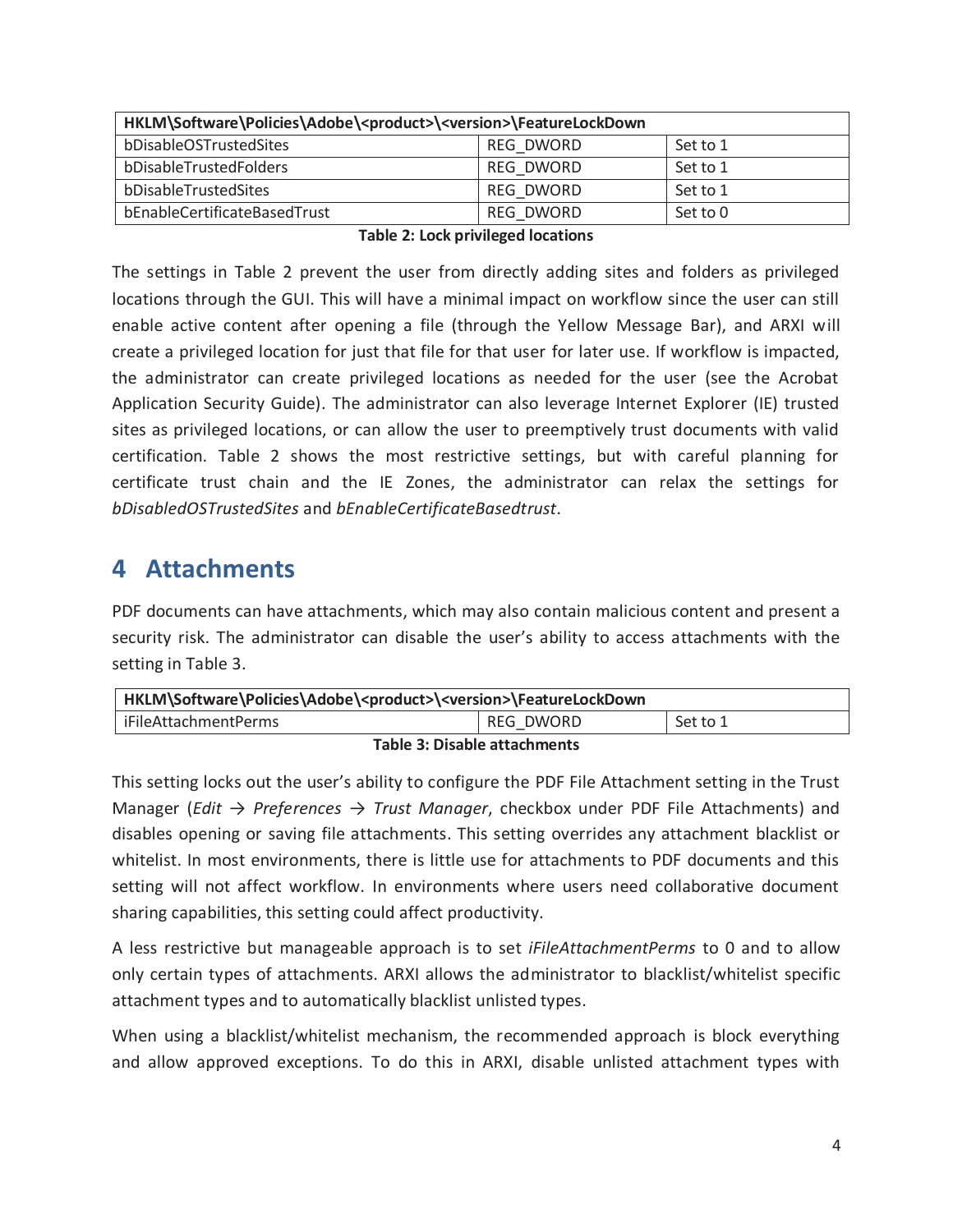| HKLM\Software\Policies\Adobe\<product>\<version>\FeatureLockDown | | |
|---|---|---|
| bDisableOSTrustedSites | REG_DWORD | Set to 1 |
| bDisableTrustedFolders | REG_DWORD | Set to 1 |
| bDisableTrustedSites | REG_DWORD | Set to 1 |
| bEnableCertificateBasedTrust | REG_DWORD | Set to 0 |

**Table 2: Lock privileged locations**

The settings in Table 2 prevent the user from directly adding sites and folders as privileged locations through the GUI. This will have a minimal impact on workflow since the user can still enable active content after opening a file (through the Yellow Message Bar), and ARXI will create a privileged location for just that file for that user for later use. If workflow is impacted, the administrator can create privileged locations as needed for the user (see the Acrobat Application Security Guide). The administrator can also leverage Internet Explorer (IE) trusted sites as privileged locations, or can allow the user to preemptively trust documents with valid certification. Table 2 shows the most restrictive settings, but with careful planning for certificate trust chain and the IE Zones, the administrator can relax the settings for *bDisabledOSTrustedSites* and *bEnableCertificateBasedtrust*.

# 4 Attachments

PDF documents can have attachments, which may also contain malicious content and present a security risk. The administrator can disable the user's ability to access attachments with the setting in Table 3.

| HKLM\Software\Policies\Adobe\<product>\<version>\FeatureLockDown | | |
|---|---|---|
| iFileAttachmentPerms | REG_DWORD | Set to 1 |

**Table 3: Disable attachments**

This setting locks out the user's ability to configure the PDF File Attachment setting in the Trust Manager (*Edit → Preferences → Trust Manager*, checkbox under PDF File Attachments) and disables opening or saving file attachments. This setting overrides any attachment blacklist or whitelist. In most environments, there is little use for attachments to PDF documents and this setting will not affect workflow. In environments where users need collaborative document sharing capabilities, this setting could affect productivity.

A less restrictive but manageable approach is to set *iFileAttachmentPerms* to 0 and to allow only certain types of attachments. ARXI allows the administrator to blacklist/whitelist specific attachment types and to automatically blacklist unlisted types.

When using a blacklist/whitelist mechanism, the recommended approach is block everything and allow approved exceptions. To do this in ARXI, disable unlisted attachment types with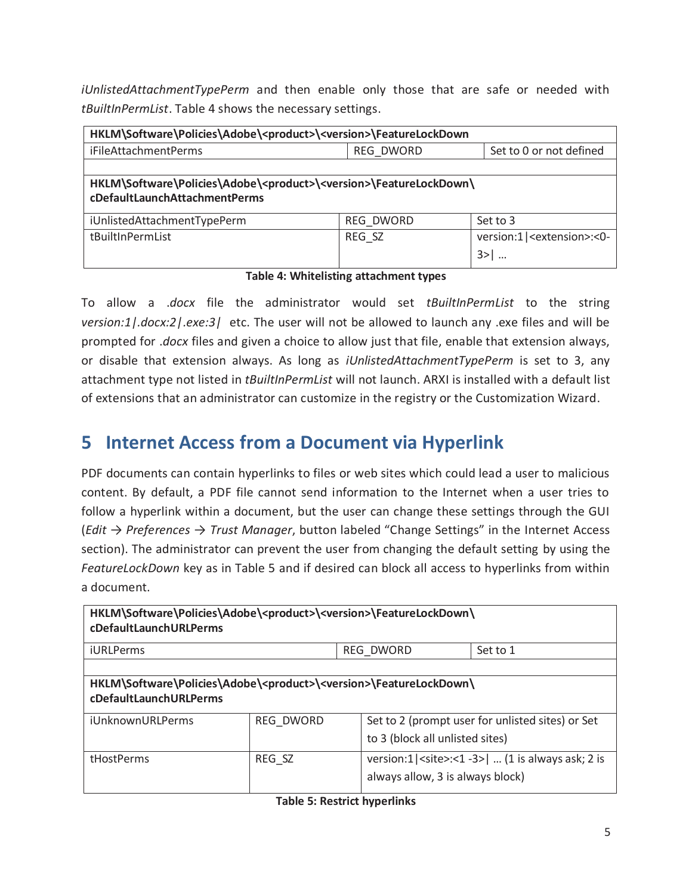*iUnlistedAttachmentTypePerm* and then enable only those that are safe or needed with *tBuiltInPermList*. Table 4 shows the necessary settings.

| **HKLM\Software\Policies\Adobe\<product>\<version>\FeatureLockDown** | | |
|---|---|---|
| iFileAttachmentPerms | REG_DWORD | Set to 0 or not defined |
| | | |
| **HKLM\Software\Policies\Adobe\<product>\<version>\FeatureLockDown\cDefaultLaunchAttachmentPerms** | | |
| iUnlistedAttachmentTypePerm | REG_DWORD | Set to 3 |
| tBuiltInPermList | REG_SZ | version:1\|<extension>:<0-3>\| … |

**Table 4: Whitelisting attachment types**

To allow a *.docx* file the administrator would set *tBuiltInPermList* to the string *version:1|.docx:2|.exe:3|* etc. The user will not be allowed to launch any .exe files and will be prompted for *.docx* files and given a choice to allow just that file, enable that extension always, or disable that extension always. As long as *iUnlistedAttachmentTypePerm* is set to 3, any attachment type not listed in *tBuiltInPermList* will not launch. ARXI is installed with a default list of extensions that an administrator can customize in the registry or the Customization Wizard.

# 5 Internet Access from a Document via Hyperlink

PDF documents can contain hyperlinks to files or web sites which could lead a user to malicious content. By default, a PDF file cannot send information to the Internet when a user tries to follow a hyperlink within a document, but the user can change these settings through the GUI (*Edit → Preferences → Trust Manager*, button labeled "Change Settings" in the Internet Access section). The administrator can prevent the user from changing the default setting by using the *FeatureLockDown* key as in Table 5 and if desired can block all access to hyperlinks from within a document.

| **HKLM\Software\Policies\Adobe\<product>\<version>\FeatureLockDown\cDefaultLaunchURLPerms** | | |
|---|---|---|
| iURLPerms | REG_DWORD | Set to 1 |
| | | |
| **HKLM\Software\Policies\Adobe\<product>\<version>\FeatureLockDown\cDefaultLaunchURLPerms** | | |
| iUnknownURLPerms | REG_DWORD | Set to 2 (prompt user for unlisted sites) or Set to 3 (block all unlisted sites) |
| tHostPerms | REG_SZ | version:1\|<site>:<1 -3>\| … (1 is always ask; 2 is always allow, 3 is always block) |

**Table 5: Restrict hyperlinks**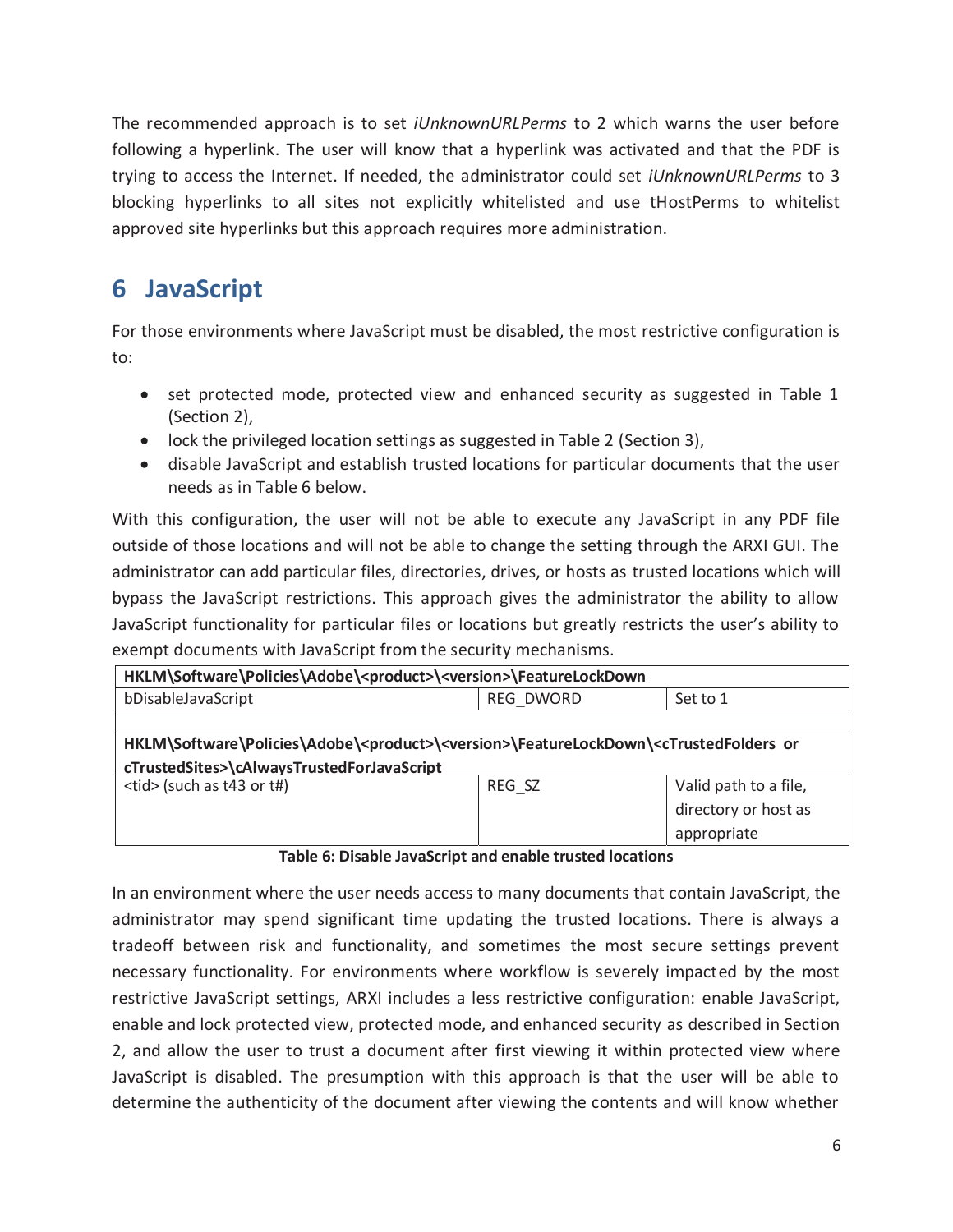The recommended approach is to set *iUnknownURLPerms* to 2 which warns the user before following a hyperlink. The user will know that a hyperlink was activated and that the PDF is trying to access the Internet. If needed, the administrator could set *iUnknownURLPerms* to 3 blocking hyperlinks to all sites not explicitly whitelisted and use tHostPerms to whitelist approved site hyperlinks but this approach requires more administration.

# 6 JavaScript

For those environments where JavaScript must be disabled, the most restrictive configuration is to:

- set protected mode, protected view and enhanced security as suggested in Table 1 (Section 2),
- lock the privileged location settings as suggested in Table 2 (Section 3),
- disable JavaScript and establish trusted locations for particular documents that the user needs as in Table 6 below.

With this configuration, the user will not be able to execute any JavaScript in any PDF file outside of those locations and will not be able to change the setting through the ARXI GUI. The administrator can add particular files, directories, drives, or hosts as trusted locations which will bypass the JavaScript restrictions. This approach gives the administrator the ability to allow JavaScript functionality for particular files or locations but greatly restricts the user's ability to exempt documents with JavaScript from the security mechanisms.

| **HKLM\Software\Policies\Adobe\<product>\<version>\FeatureLockDown** | | |
|---|---|---|
| bDisableJavaScript | REG_DWORD | Set to 1 |
| | | |
| **HKLM\Software\Policies\Adobe\<product>\<version>\FeatureLockDown\<cTrustedFolders or cTrustedSites>\cAlwaysTrustedForJavaScript** | | |
| <tid> (such as t43 or t#) | REG_SZ | Valid path to a file, directory or host as appropriate |

**Table 6: Disable JavaScript and enable trusted locations**

In an environment where the user needs access to many documents that contain JavaScript, the administrator may spend significant time updating the trusted locations. There is always a tradeoff between risk and functionality, and sometimes the most secure settings prevent necessary functionality. For environments where workflow is severely impacted by the most restrictive JavaScript settings, ARXI includes a less restrictive configuration: enable JavaScript, enable and lock protected view, protected mode, and enhanced security as described in Section 2, and allow the user to trust a document after first viewing it within protected view where JavaScript is disabled. The presumption with this approach is that the user will be able to determine the authenticity of the document after viewing the contents and will know whether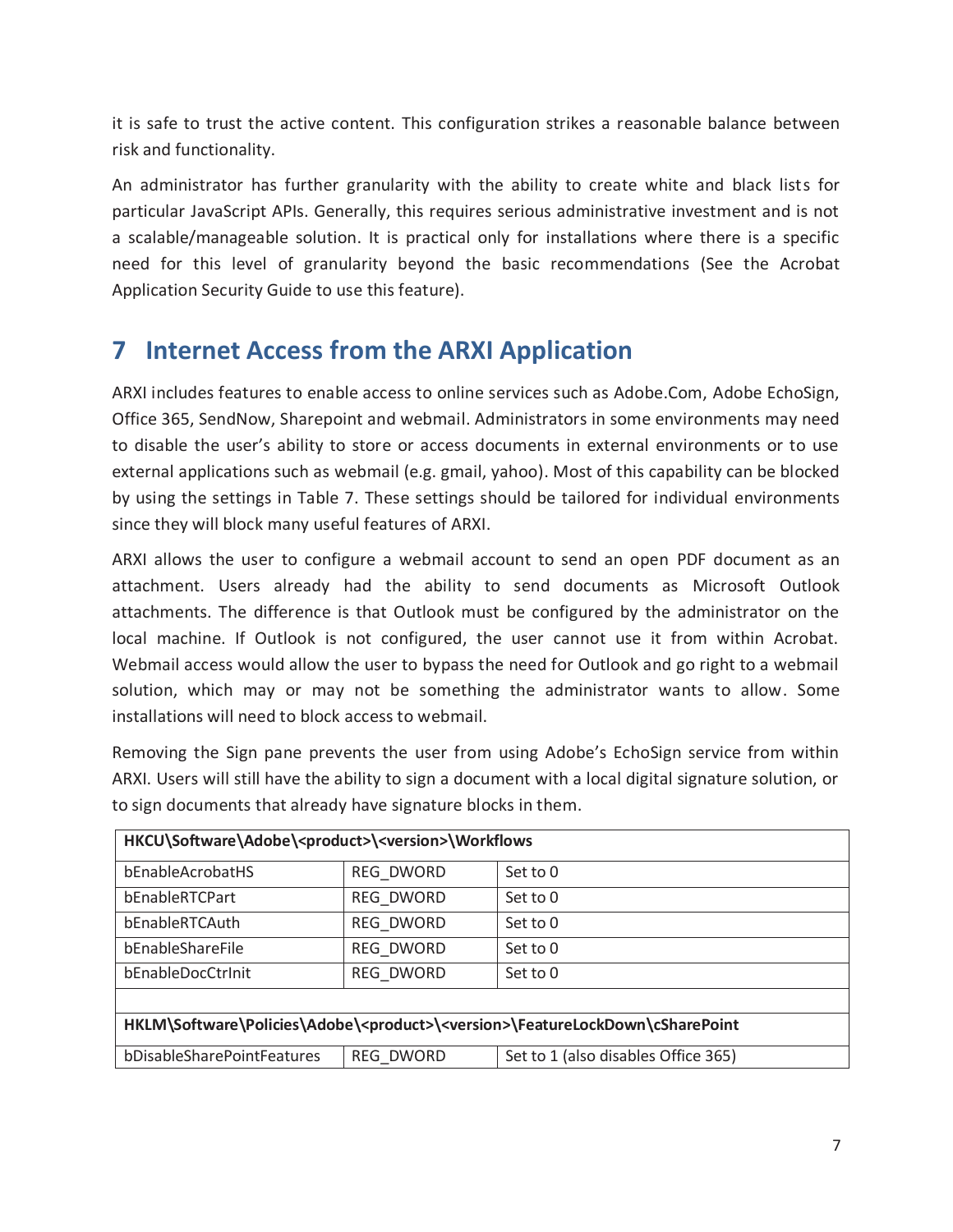it is safe to trust the active content. This configuration strikes a reasonable balance between risk and functionality.

An administrator has further granularity with the ability to create white and black lists for particular JavaScript APIs. Generally, this requires serious administrative investment and is not a scalable/manageable solution. It is practical only for installations where there is a specific need for this level of granularity beyond the basic recommendations (See the Acrobat Application Security Guide to use this feature).

# 7 Internet Access from the ARXI Application

ARXI includes features to enable access to online services such as Adobe.Com, Adobe EchoSign, Office 365, SendNow, Sharepoint and webmail. Administrators in some environments may need to disable the user's ability to store or access documents in external environments or to use external applications such as webmail (e.g. gmail, yahoo). Most of this capability can be blocked by using the settings in Table 7. These settings should be tailored for individual environments since they will block many useful features of ARXI.

ARXI allows the user to configure a webmail account to send an open PDF document as an attachment. Users already had the ability to send documents as Microsoft Outlook attachments. The difference is that Outlook must be configured by the administrator on the local machine. If Outlook is not configured, the user cannot use it from within Acrobat. Webmail access would allow the user to bypass the need for Outlook and go right to a webmail solution, which may or may not be something the administrator wants to allow. Some installations will need to block access to webmail.

Removing the Sign pane prevents the user from using Adobe's EchoSign service from within ARXI. Users will still have the ability to sign a document with a local digital signature solution, or to sign documents that already have signature blocks in them.

| **HKCU\Software\Adobe\<product>\<version>\Workflows** | | |
|---|---|---|
| bEnableAcrobatHS | REG_DWORD | Set to 0 |
| bEnableRTCPart | REG_DWORD | Set to 0 |
| bEnableRTCAuth | REG_DWORD | Set to 0 |
| bEnableShareFile | REG_DWORD | Set to 0 |
| bEnableDocCtrlInit | REG_DWORD | Set to 0 |
| | | |
| **HKLM\Software\Policies\Adobe\<product>\<version>\FeatureLockDown\cSharePoint** | | |
| bDisableSharePointFeatures | REG_DWORD | Set to 1 (also disables Office 365) |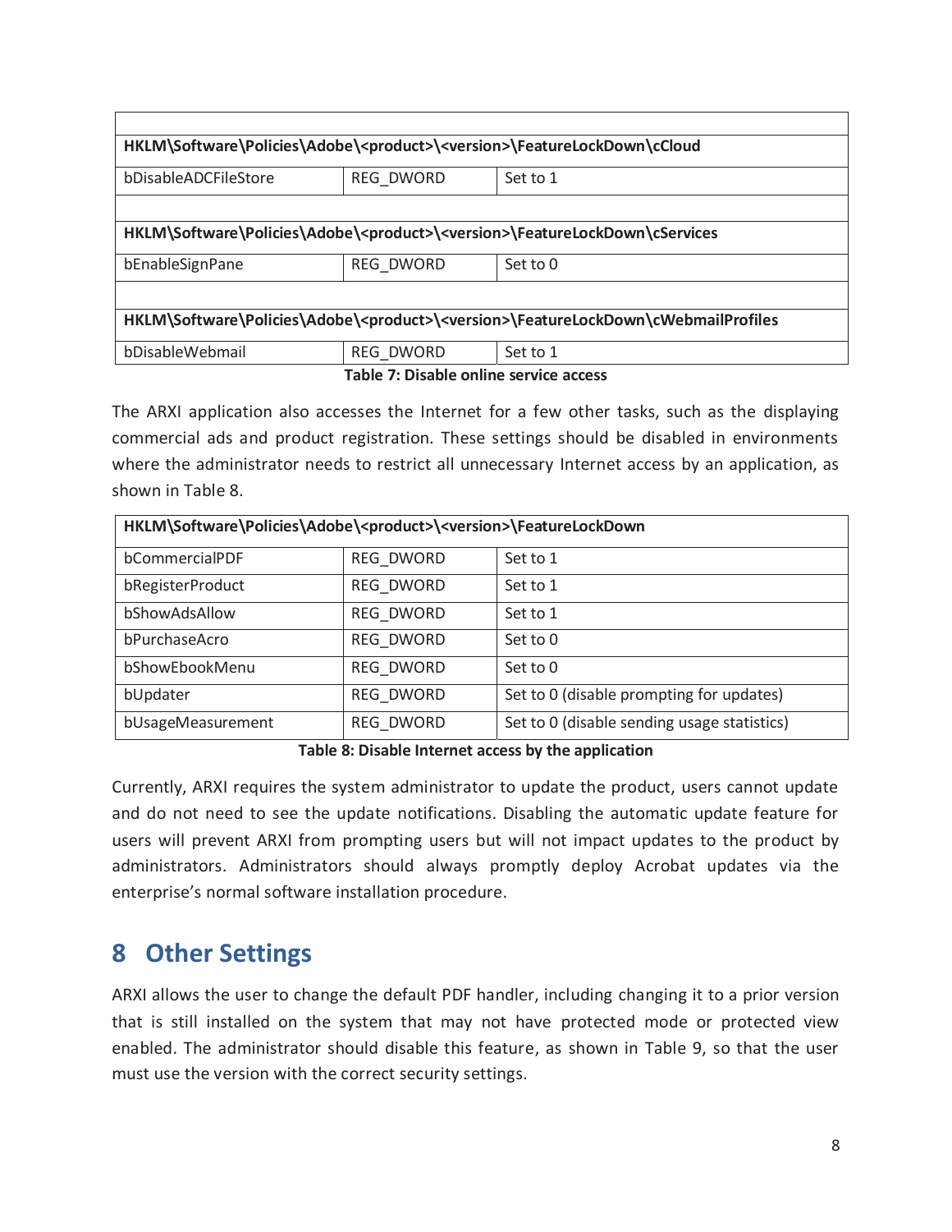| | | |
|---|---|---|
| **HKLM\Software\Policies\Adobe\<product>\<version>\FeatureLockDown\cCloud** | | |
| bDisableADCFileStore | REG_DWORD | Set to 1 |
| | | |
| **HKLM\Software\Policies\Adobe\<product>\<version>\FeatureLockDown\cServices** | | |
| bEnableSignPane | REG_DWORD | Set to 0 |
| | | |
| **HKLM\Software\Policies\Adobe\<product>\<version>\FeatureLockDown\cWebmailProfiles** | | |
| bDisableWebmail | REG_DWORD | Set to 1 |

**Table 7: Disable online service access**

The ARXI application also accesses the Internet for a few other tasks, such as the displaying commercial ads and product registration. These settings should be disabled in environments where the administrator needs to restrict all unnecessary Internet access by an application, as shown in Table 8.

| **HKLM\Software\Policies\Adobe\<product>\<version>\FeatureLockDown** | | |
|---|---|---|
| bCommercialPDF | REG_DWORD | Set to 1 |
| bRegisterProduct | REG_DWORD | Set to 1 |
| bShowAdsAllow | REG_DWORD | Set to 1 |
| bPurchaseAcro | REG_DWORD | Set to 0 |
| bShowEbookMenu | REG_DWORD | Set to 0 |
| bUpdater | REG_DWORD | Set to 0 (disable prompting for updates) |
| bUsageMeasurement | REG_DWORD | Set to 0 (disable sending usage statistics) |

**Table 8: Disable Internet access by the application**

Currently, ARXI requires the system administrator to update the product, users cannot update and do not need to see the update notifications. Disabling the automatic update feature for users will prevent ARXI from prompting users but will not impact updates to the product by administrators. Administrators should always promptly deploy Acrobat updates via the enterprise's normal software installation procedure.

# 8 Other Settings

ARXI allows the user to change the default PDF handler, including changing it to a prior version that is still installed on the system that may not have protected mode or protected view enabled. The administrator should disable this feature, as shown in Table 9, so that the user must use the version with the correct security settings.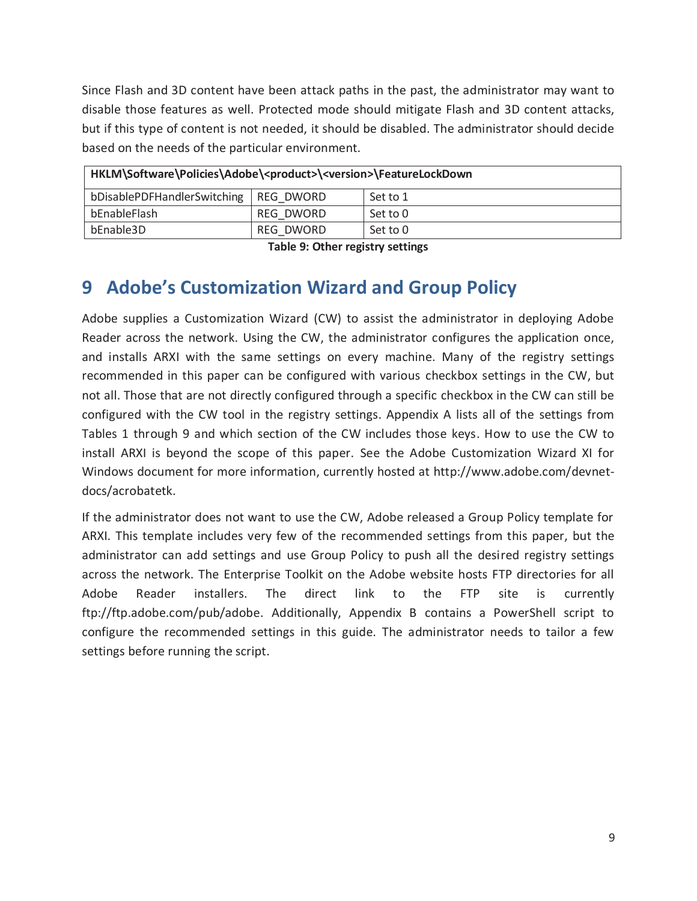Since Flash and 3D content have been attack paths in the past, the administrator may want to disable those features as well. Protected mode should mitigate Flash and 3D content attacks, but if this type of content is not needed, it should be disabled. The administrator should decide based on the needs of the particular environment.

| **HKLM\Software\Policies\Adobe\<product>\<version>\FeatureLockDown** | | |
|---|---|---|
| bDisablePDFHandlerSwitching | REG_DWORD | Set to 1 |
| bEnableFlash | REG_DWORD | Set to 0 |
| bEnable3D | REG_DWORD | Set to 0 |

**Table 9: Other registry settings**

# 9 Adobe's Customization Wizard and Group Policy

Adobe supplies a Customization Wizard (CW) to assist the administrator in deploying Adobe Reader across the network. Using the CW, the administrator configures the application once, and installs ARXI with the same settings on every machine. Many of the registry settings recommended in this paper can be configured with various checkbox settings in the CW, but not all. Those that are not directly configured through a specific checkbox in the CW can still be configured with the CW tool in the registry settings. Appendix A lists all of the settings from Tables 1 through 9 and which section of the CW includes those keys. How to use the CW to install ARXI is beyond the scope of this paper. See the Adobe Customization Wizard XI for Windows document for more information, currently hosted at http://www.adobe.com/devnet-docs/acrobatetk.

If the administrator does not want to use the CW, Adobe released a Group Policy template for ARXI. This template includes very few of the recommended settings from this paper, but the administrator can add settings and use Group Policy to push all the desired registry settings across the network. The Enterprise Toolkit on the Adobe website hosts FTP directories for all Adobe Reader installers. The direct link to the FTP site is currently ftp://ftp.adobe.com/pub/adobe. Additionally, Appendix B contains a PowerShell script to configure the recommended settings in this guide. The administrator needs to tailor a few settings before running the script.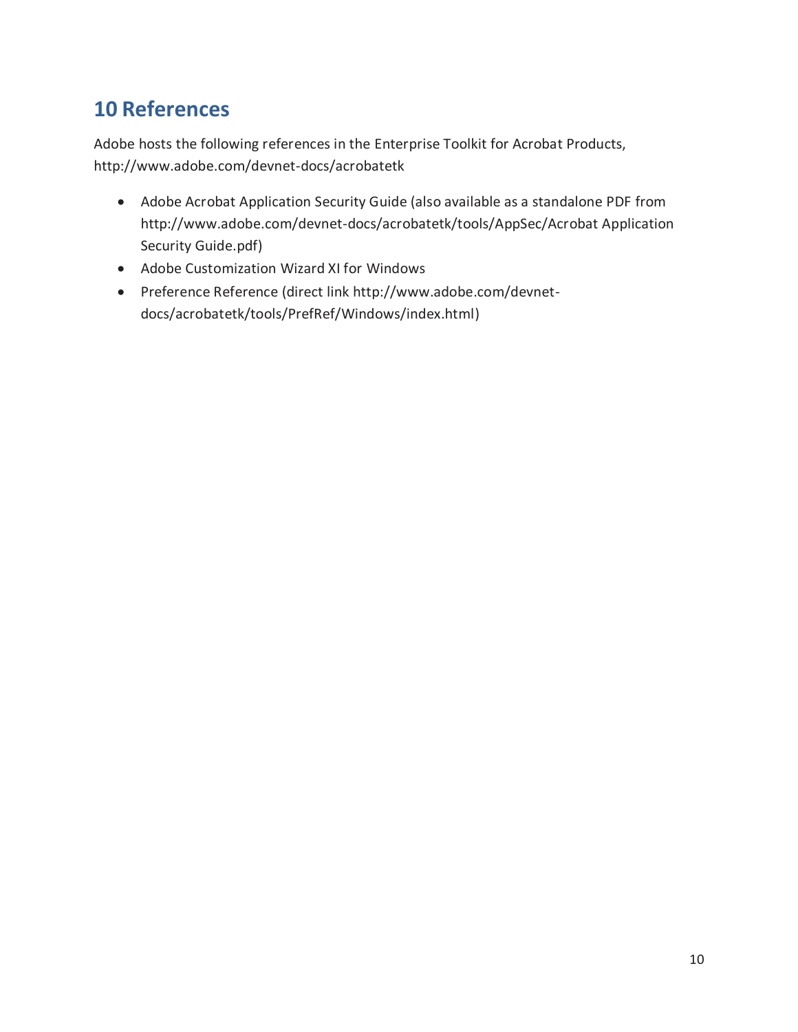# 10 References

Adobe hosts the following references in the Enterprise Toolkit for Acrobat Products, http://www.adobe.com/devnet-docs/acrobatetk

- Adobe Acrobat Application Security Guide (also available as a standalone PDF from http://www.adobe.com/devnet-docs/acrobatetk/tools/AppSec/Acrobat Application Security Guide.pdf)
- Adobe Customization Wizard XI for Windows
- Preference Reference (direct link http://www.adobe.com/devnet-docs/acrobatetk/tools/PrefRef/Windows/index.html)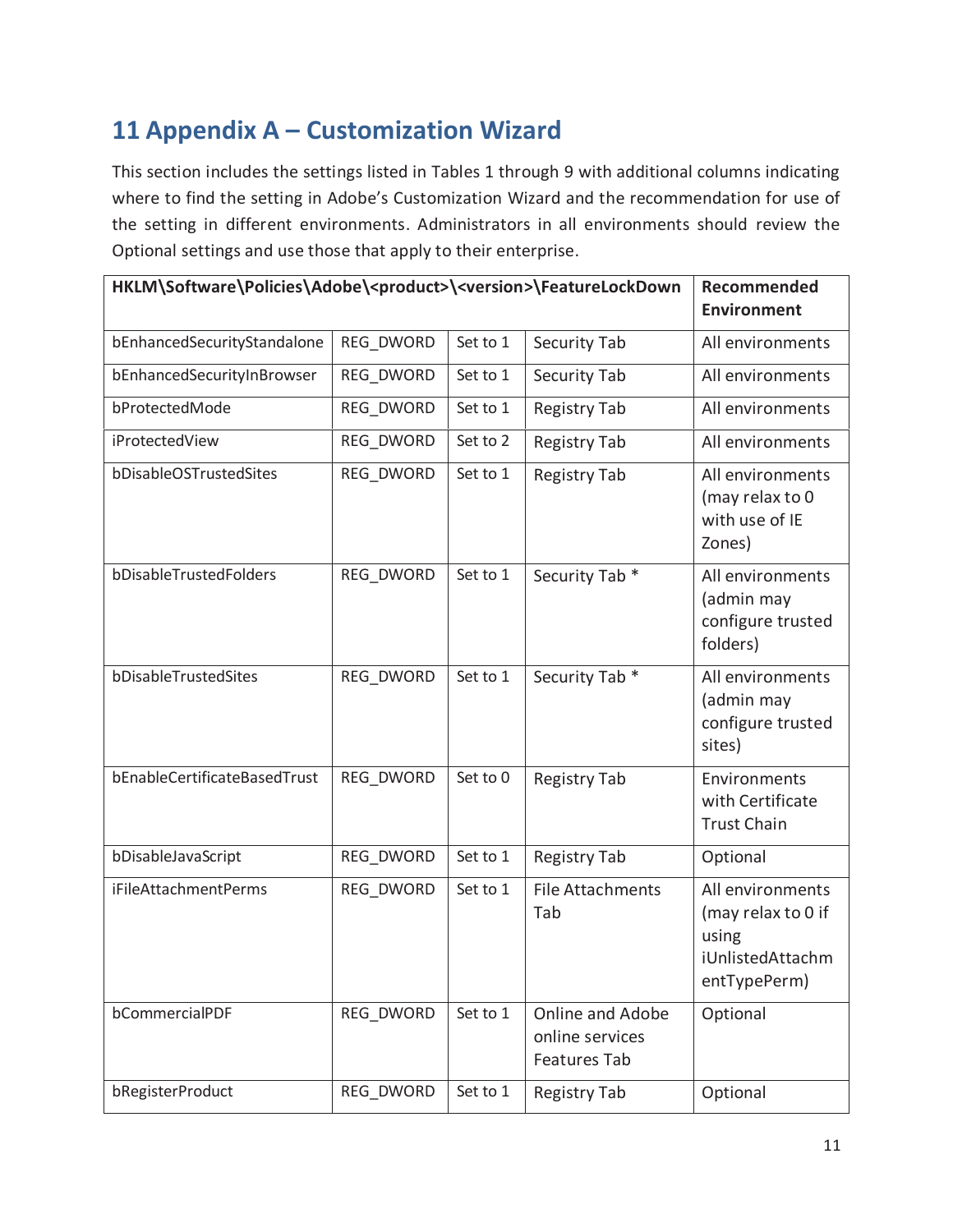# 11 Appendix A – Customization Wizard

This section includes the settings listed in Tables 1 through 9 with additional columns indicating where to find the setting in Adobe's Customization Wizard and the recommendation for use of the setting in different environments. Administrators in all environments should review the Optional settings and use those that apply to their enterprise.

| HKLM\Software\Policies\Adobe\<product>\<version>\FeatureLockDown | | | | Recommended Environment |
|---|---|---|---|---|
| bEnhancedSecurityStandalone | REG_DWORD | Set to 1 | Security Tab | All environments |
| bEnhancedSecurityInBrowser | REG_DWORD | Set to 1 | Security Tab | All environments |
| bProtectedMode | REG_DWORD | Set to 1 | Registry Tab | All environments |
| iProtectedView | REG_DWORD | Set to 2 | Registry Tab | All environments |
| bDisableOSTrustedSites | REG_DWORD | Set to 1 | Registry Tab | All environments (may relax to 0 with use of IE Zones) |
| bDisableTrustedFolders | REG_DWORD | Set to 1 | Security Tab * | All environments (admin may configure trusted folders) |
| bDisableTrustedSites | REG_DWORD | Set to 1 | Security Tab * | All environments (admin may configure trusted sites) |
| bEnableCertificateBasedTrust | REG_DWORD | Set to 0 | Registry Tab | Environments with Certificate Trust Chain |
| bDisableJavaScript | REG_DWORD | Set to 1 | Registry Tab | Optional |
| iFileAttachmentPerms | REG_DWORD | Set to 1 | File Attachments Tab | All environments (may relax to 0 if using iUnlistedAttachmentTypePerm) |
| bCommercialPDF | REG_DWORD | Set to 1 | Online and Adobe online services Features Tab | Optional |
| bRegisterProduct | REG_DWORD | Set to 1 | Registry Tab | Optional |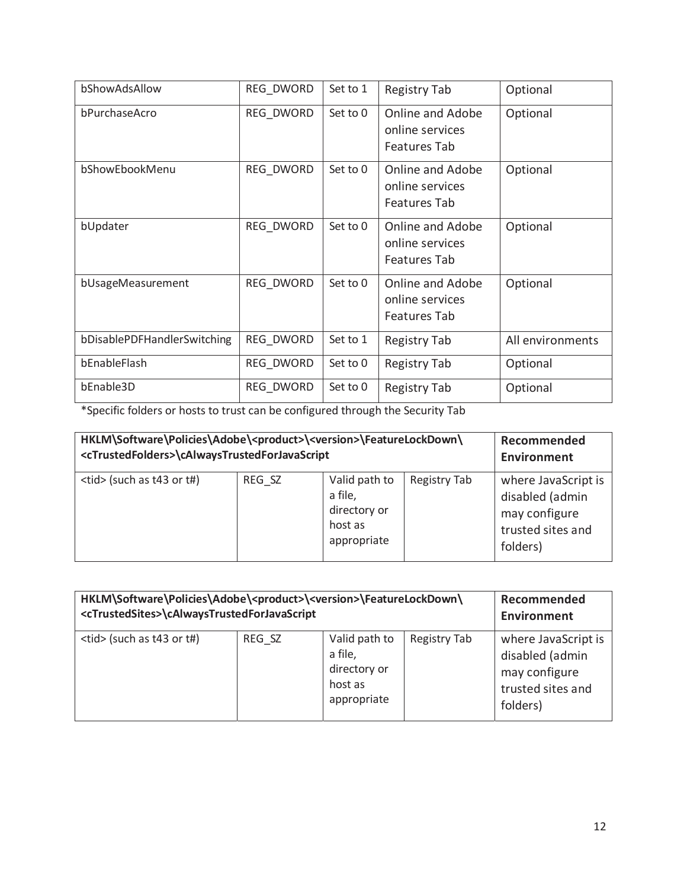| | | | | |
|---|---|---|---|---|
| bShowAdsAllow | REG_DWORD | Set to 1 | Registry Tab | Optional |
| bPurchaseAcro | REG_DWORD | Set to 0 | Online and Adobe online services Features Tab | Optional |
| bShowEbookMenu | REG_DWORD | Set to 0 | Online and Adobe online services Features Tab | Optional |
| bUpdater | REG_DWORD | Set to 0 | Online and Adobe online services Features Tab | Optional |
| bUsageMeasurement | REG_DWORD | Set to 0 | Online and Adobe online services Features Tab | Optional |
| bDisablePDFHandlerSwitching | REG_DWORD | Set to 1 | Registry Tab | All environments |
| bEnableFlash | REG_DWORD | Set to 0 | Registry Tab | Optional |
| bEnable3D | REG_DWORD | Set to 0 | Registry Tab | Optional |

*Specific folders or hosts to trust can be configured through the Security Tab

| **HKLM\Software\Policies\Adobe\<product>\<version>\FeatureLockDown\<cTrustedFolders>\cAlwaysTrustedForJavaScript** | | | | **Recommended Environment** |
|---|---|---|---|---|
| <tid> (such as t43 or t#) | REG_SZ | Valid path to a file, directory or host as appropriate | Registry Tab | where JavaScript is disabled (admin may configure trusted sites and folders) |

| **HKLM\Software\Policies\Adobe\<product>\<version>\FeatureLockDown\<cTrustedSites>\cAlwaysTrustedForJavaScript** | | | | **Recommended Environment** |
|---|---|---|---|---|
| <tid> (such as t43 or t#) | REG_SZ | Valid path to a file, directory or host as appropriate | Registry Tab | where JavaScript is disabled (admin may configure trusted sites and folders) |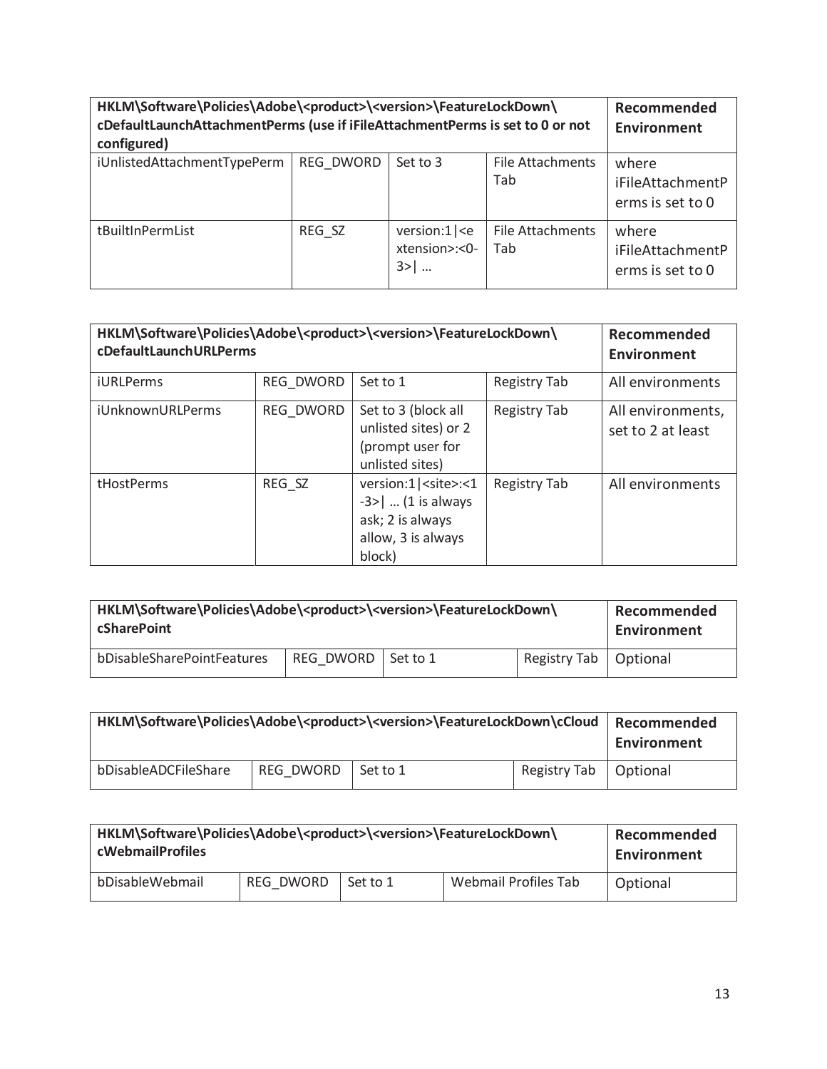| HKLM\Software\Policies\Adobe\<product>\<version>\FeatureLockDown\ cDefaultLaunchAttachmentPerms (use if iFileAttachmentPerms is set to 0 or not configured) | | | | Recommended Environment |
|---|---|---|---|---|
| iUnlistedAttachmentTypePerm | REG_DWORD | Set to 3 | File Attachments Tab | where iFileAttachmentPerms is set to 0 |
| tBuiltInPermList | REG_SZ | version:1\|<extension>:<0-3>\| … | File Attachments Tab | where iFileAttachmentPerms is set to 0 |

| HKLM\Software\Policies\Adobe\<product>\<version>\FeatureLockDown\ cDefaultLaunchURLPerms | | | | Recommended Environment |
|---|---|---|---|---|
| iURLPerms | REG_DWORD | Set to 1 | Registry Tab | All environments |
| iUnknownURLPerms | REG_DWORD | Set to 3 (block all unlisted sites) or 2 (prompt user for unlisted sites) | Registry Tab | All environments, set to 2 at least |
| tHostPerms | REG_SZ | version:1\|<site>:<1-3>\| … (1 is always ask; 2 is always allow, 3 is always block) | Registry Tab | All environments |

| HKLM\Software\Policies\Adobe\<product>\<version>\FeatureLockDown\ cSharePoint | | | | Recommended Environment |
|---|---|---|---|---|
| bDisableSharePointFeatures | REG_DWORD | Set to 1 | Registry Tab | Optional |

| HKLM\Software\Policies\Adobe\<product>\<version>\FeatureLockDown\cCloud | | | | Recommended Environment |
|---|---|---|---|---|
| bDisableADCFileShare | REG_DWORD | Set to 1 | Registry Tab | Optional |

| HKLM\Software\Policies\Adobe\<product>\<version>\FeatureLockDown\ cWebmailProfiles | | | | Recommended Environment |
|---|---|---|---|---|
| bDisableWebmail | REG_DWORD | Set to 1 | Webmail Profiles Tab | Optional |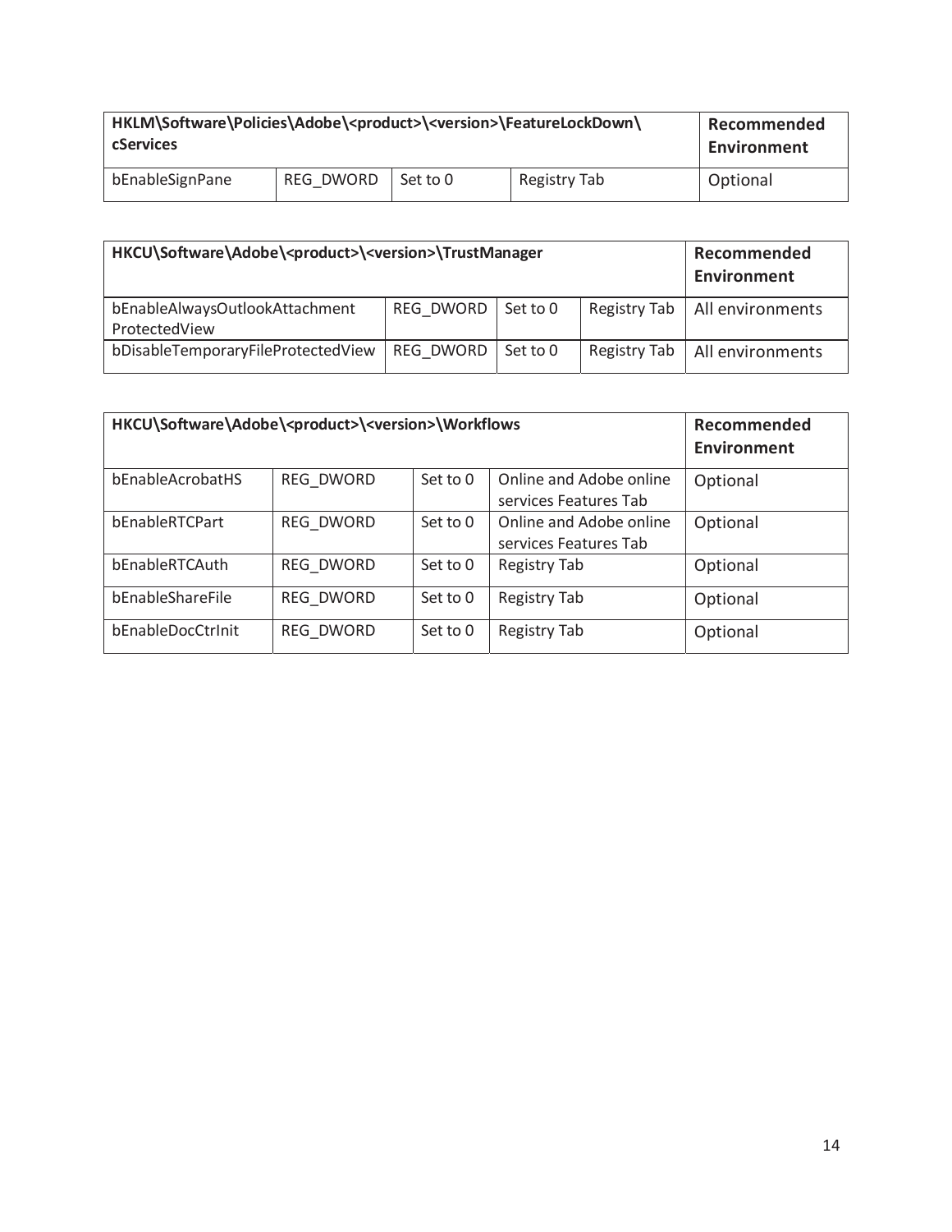| HKLM\Software\Policies\Adobe\<product>\<version>\FeatureLockDown\cServices | | | | Recommended Environment |
|---|---|---|---|---|
| bEnableSignPane | REG_DWORD | Set to 0 | Registry Tab | Optional |

| HKCU\Software\Adobe\<product>\<version>\TrustManager | | | | Recommended Environment |
|---|---|---|---|---|
| bEnableAlwaysOutlookAttachmentProtectedView | REG_DWORD | Set to 0 | Registry Tab | All environments |
| bDisableTemporaryFileProtectedView | REG_DWORD | Set to 0 | Registry Tab | All environments |

| HKCU\Software\Adobe\<product>\<version>\Workflows | | | | Recommended Environment |
|---|---|---|---|---|
| bEnableAcrobatHS | REG_DWORD | Set to 0 | Online and Adobe online services Features Tab | Optional |
| bEnableRTCPart | REG_DWORD | Set to 0 | Online and Adobe online services Features Tab | Optional |
| bEnableRTCAuth | REG_DWORD | Set to 0 | Registry Tab | Optional |
| bEnableShareFile | REG_DWORD | Set to 0 | Registry Tab | Optional |
| bEnableDocCtrlnit | REG_DWORD | Set to 0 | Registry Tab | Optional |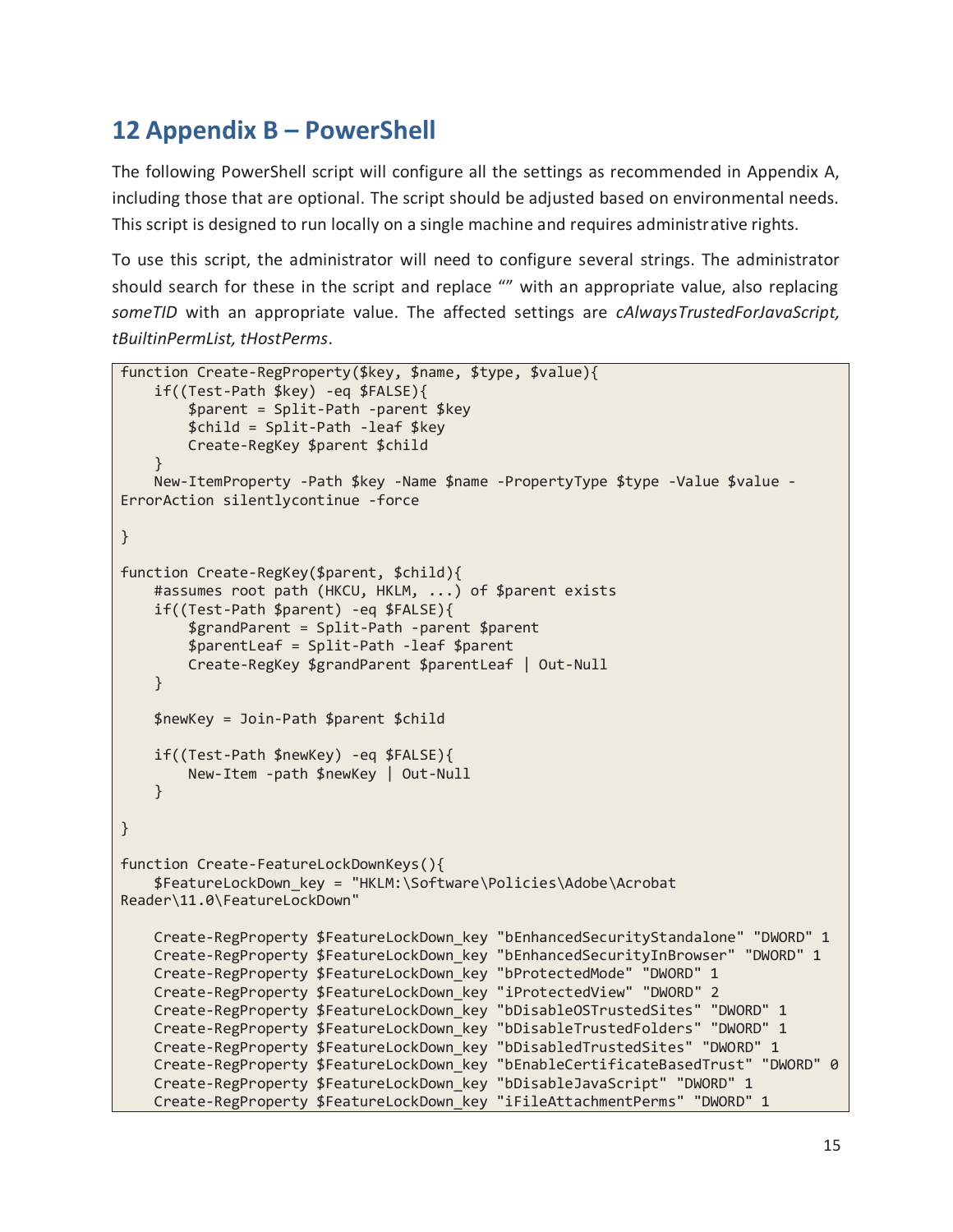# 12 Appendix B – PowerShell

The following PowerShell script will configure all the settings as recommended in Appendix A, including those that are optional. The script should be adjusted based on environmental needs. This script is designed to run locally on a single machine and requires administrative rights.

To use this script, the administrator will need to configure several strings. The administrator should search for these in the script and replace “” with an appropriate value, also replacing *someTID* with an appropriate value. The affected settings are *cAlwaysTrustedForJavaScript, tBuiltinPermList, tHostPerms*.

```
function Create-RegProperty($key, $name, $type, $value){
    if((Test-Path $key) -eq $FALSE){
        $parent = Split-Path -parent $key
        $child = Split-Path -leaf $key
        Create-RegKey $parent $child
    }
    New-ItemProperty -Path $key -Name $name -PropertyType $type -Value $value -
ErrorAction silentlycontinue -force

}

function Create-RegKey($parent, $child){
    #assumes root path (HKCU, HKLM, ...) of $parent exists
    if((Test-Path $parent) -eq $FALSE){
        $grandParent = Split-Path -parent $parent
        $parentLeaf = Split-Path -leaf $parent
        Create-RegKey $grandParent $parentLeaf | Out-Null
    }

    $newKey = Join-Path $parent $child

    if((Test-Path $newKey) -eq $FALSE){
        New-Item -path $newKey | Out-Null
    }

}

function Create-FeatureLockDownKeys(){
    $FeatureLockDown_key = "HKLM:\Software\Policies\Adobe\Acrobat
Reader\11.0\FeatureLockDown"

    Create-RegProperty $FeatureLockDown_key "bEnhancedSecurityStandalone" "DWORD" 1
    Create-RegProperty $FeatureLockDown_key "bEnhancedSecurityInBrowser" "DWORD" 1
    Create-RegProperty $FeatureLockDown_key "bProtectedMode" "DWORD" 1
    Create-RegProperty $FeatureLockDown_key "iProtectedView" "DWORD" 2
    Create-RegProperty $FeatureLockDown_key "bDisableOSTrustedSites" "DWORD" 1
    Create-RegProperty $FeatureLockDown_key "bDisableTrustedFolders" "DWORD" 1
    Create-RegProperty $FeatureLockDown_key "bDisabledTrustedSites" "DWORD" 1
    Create-RegProperty $FeatureLockDown_key "bEnableCertificateBasedTrust" "DWORD" 0
    Create-RegProperty $FeatureLockDown_key "bDisableJavaScript" "DWORD" 1
    Create-RegProperty $FeatureLockDown_key "iFileAttachmentPerms" "DWORD" 1
```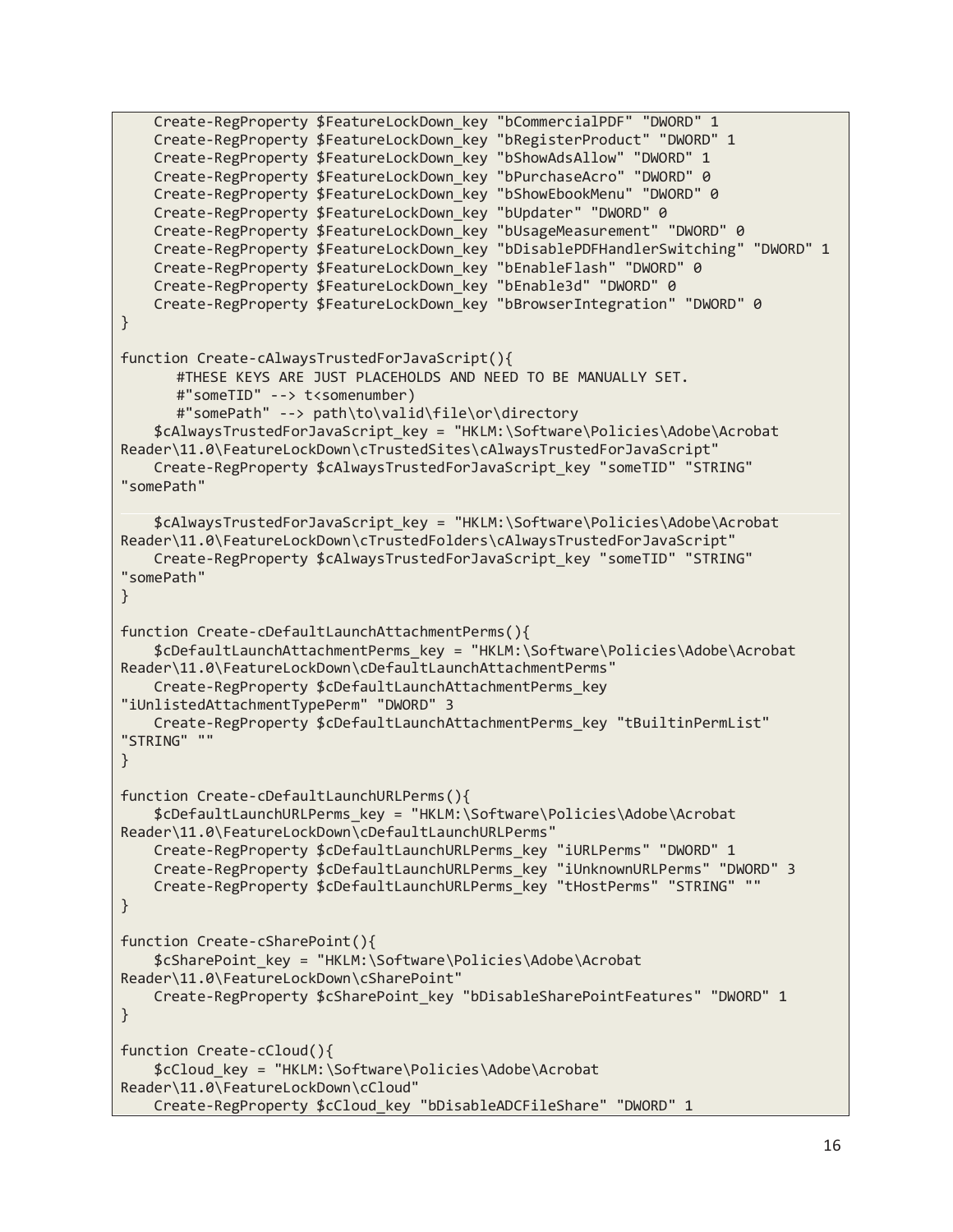```
    Create-RegProperty $FeatureLockDown_key "bCommercialPDF" "DWORD" 1
    Create-RegProperty $FeatureLockDown_key "bRegisterProduct" "DWORD" 1
    Create-RegProperty $FeatureLockDown_key "bShowAdsAllow" "DWORD" 1
    Create-RegProperty $FeatureLockDown_key "bPurchaseAcro" "DWORD" 0
    Create-RegProperty $FeatureLockDown_key "bShowEbookMenu" "DWORD" 0
    Create-RegProperty $FeatureLockDown_key "bUpdater" "DWORD" 0
    Create-RegProperty $FeatureLockDown_key "bUsageMeasurement" "DWORD" 0
    Create-RegProperty $FeatureLockDown_key "bDisablePDFHandlerSwitching" "DWORD" 1
    Create-RegProperty $FeatureLockDown_key "bEnableFlash" "DWORD" 0
    Create-RegProperty $FeatureLockDown_key "bEnable3d" "DWORD" 0
    Create-RegProperty $FeatureLockDown_key "bBrowserIntegration" "DWORD" 0
}

function Create-cAlwaysTrustedForJavaScript(){
      #THESE KEYS ARE JUST PLACEHOLDS AND NEED TO BE MANUALLY SET.
      #"someTID" --> t<somenumber)
      #"somePath" --> path\to\valid\file\or\directory
    $cAlwaysTrustedForJavaScript_key = "HKLM:\Software\Policies\Adobe\Acrobat
Reader\11.0\FeatureLockDown\cTrustedSites\cAlwaysTrustedForJavaScript"
    Create-RegProperty $cAlwaysTrustedForJavaScript_key "someTID" "STRING"
"somePath"

    $cAlwaysTrustedForJavaScript_key = "HKLM:\Software\Policies\Adobe\Acrobat
Reader\11.0\FeatureLockDown\cTrustedFolders\cAlwaysTrustedForJavaScript"
    Create-RegProperty $cAlwaysTrustedForJavaScript_key "someTID" "STRING"
"somePath"
}

function Create-cDefaultLaunchAttachmentPerms(){
    $cDefaultLaunchAttachmentPerms_key = "HKLM:\Software\Policies\Adobe\Acrobat
Reader\11.0\FeatureLockDown\cDefaultLaunchAttachmentPerms"
    Create-RegProperty $cDefaultLaunchAttachmentPerms_key
"iUnlistedAttachmentTypePerm" "DWORD" 3
    Create-RegProperty $cDefaultLaunchAttachmentPerms_key "tBuiltinPermList"
"STRING" ""
}

function Create-cDefaultLaunchURLPerms(){
    $cDefaultLaunchURLPerms_key = "HKLM:\Software\Policies\Adobe\Acrobat
Reader\11.0\FeatureLockDown\cDefaultLaunchURLPerms"
    Create-RegProperty $cDefaultLaunchURLPerms_key "iURLPerms" "DWORD" 1
    Create-RegProperty $cDefaultLaunchURLPerms_key "iUnknownURLPerms" "DWORD" 3
    Create-RegProperty $cDefaultLaunchURLPerms_key "tHostPerms" "STRING" ""
}

function Create-cSharePoint(){
    $cSharePoint_key = "HKLM:\Software\Policies\Adobe\Acrobat
Reader\11.0\FeatureLockDown\cSharePoint"
    Create-RegProperty $cSharePoint_key "bDisableSharePointFeatures" "DWORD" 1
}

function Create-cCloud(){
    $cCloud_key = "HKLM:\Software\Policies\Adobe\Acrobat
Reader\11.0\FeatureLockDown\cCloud"
    Create-RegProperty $cCloud_key "bDisableADCFileShare" "DWORD" 1
```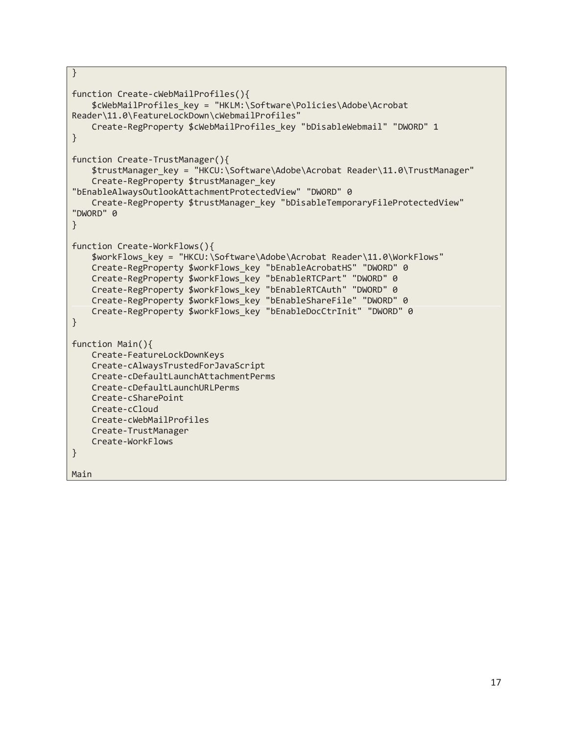```
}

function Create-cWebMailProfiles(){
    $cWebMailProfiles_key = "HKLM:\Software\Policies\Adobe\Acrobat
Reader\11.0\FeatureLockDown\cWebmailProfiles"
    Create-RegProperty $cWebMailProfiles_key "bDisableWebmail" "DWORD" 1
}

function Create-TrustManager(){
    $trustManager_key = "HKCU:\Software\Adobe\Acrobat Reader\11.0\TrustManager"
    Create-RegProperty $trustManager_key
"bEnableAlwaysOutlookAttachmentProtectedView" "DWORD" 0
    Create-RegProperty $trustManager_key "bDisableTemporaryFileProtectedView"
"DWORD" 0
}

function Create-WorkFlows(){
    $workFlows_key = "HKCU:\Software\Adobe\Acrobat Reader\11.0\WorkFlows"
    Create-RegProperty $workFlows_key "bEnableAcrobatHS" "DWORD" 0
    Create-RegProperty $workFlows_key "bEnableRTCPart" "DWORD" 0
    Create-RegProperty $workFlows_key "bEnableRTCAuth" "DWORD" 0
    Create-RegProperty $workFlows_key "bEnableShareFile" "DWORD" 0
    Create-RegProperty $workFlows_key "bEnableDocCtrInit" "DWORD" 0
}

function Main(){
    Create-FeatureLockDownKeys
    Create-cAlwaysTrustedForJavaScript
    Create-cDefaultLaunchAttachmentPerms
    Create-cDefaultLaunchURLPerms
    Create-cSharePoint
    Create-cCloud
    Create-cWebMailProfiles
    Create-TrustManager
    Create-WorkFlows
}

Main
```